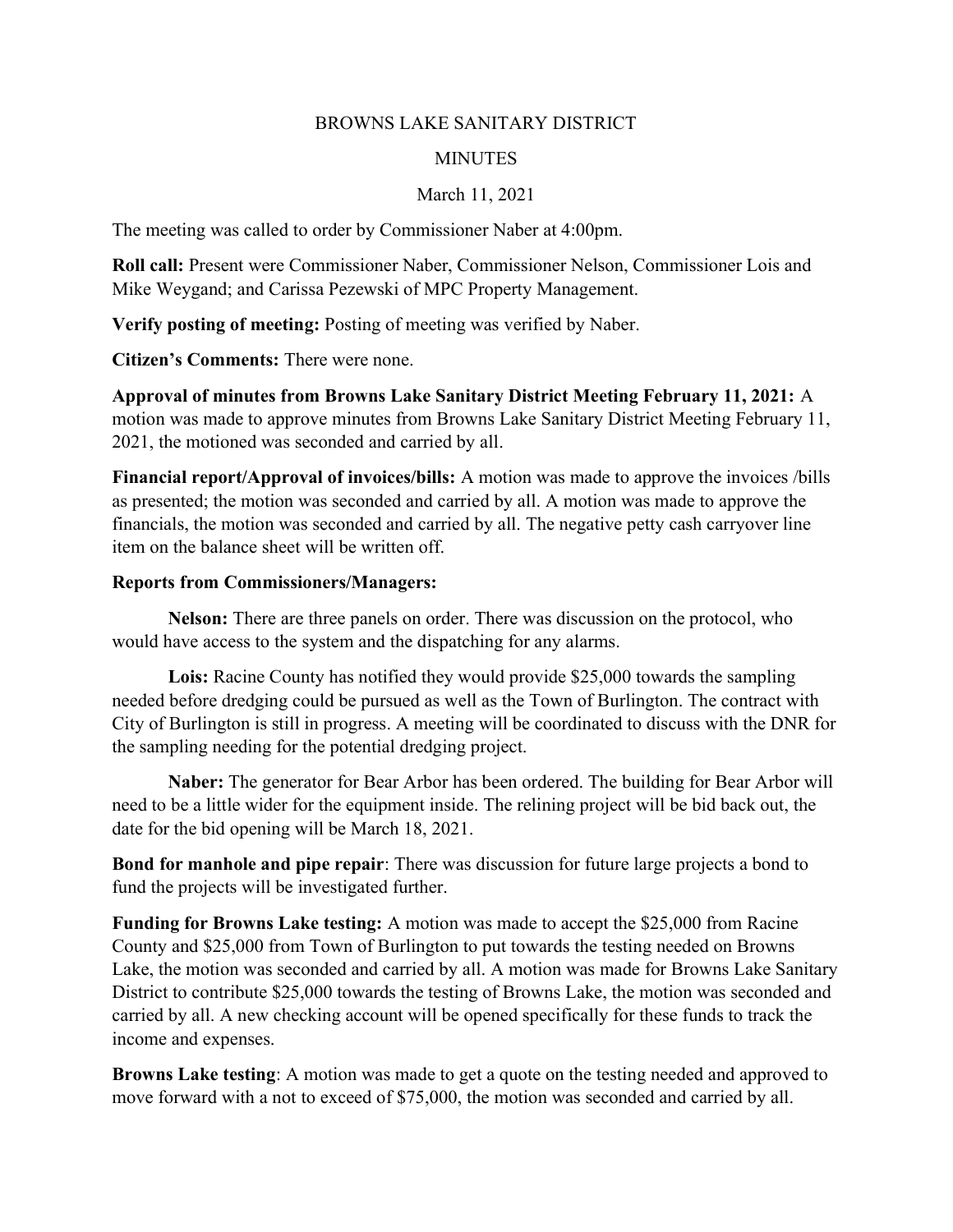BROWNS LAKE SANITARY DISTRICT

MINUTES

March 11, 2021

The meeting was called to order by Commissioner Naber at 4:00pm.

**Roll call:** Present were Commissioner Naber, Commissioner Nelson, Commissioner Lois and Mike Weygand; and Carissa Pezewski of MPC Property Management.

**Verify posting of meeting:** Posting of meeting was verified by Naber.

**Citizen's Comments:** There were none.

**Approval of minutes from Browns Lake Sanitary District Meeting February 11, 2021:** A motion was made to approve minutes from Browns Lake Sanitary District Meeting February 11, 2021, the motioned was seconded and carried by all.

**Financial report/Approval of invoices/bills:** A motion was made to approve the invoices /bills as presented; the motion was seconded and carried by all. A motion was made to approve the financials, the motion was seconded and carried by all. The negative petty cash carryover line item on the balance sheet will be written off.

**Reports from Commissioners/Managers:**

**Nelson:** There are three panels on order. There was discussion on the protocol, who would have access to the system and the dispatching for any alarms.

**Lois:** Racine County has notified they would provide $25,000 towards the sampling needed before dredging could be pursued as well as the Town of Burlington. The contract with City of Burlington is still in progress. A meeting will be coordinated to discuss with the DNR for the sampling needing for the potential dredging project.

**Naber:** The generator for Bear Arbor has been ordered. The building for Bear Arbor will need to be a little wider for the equipment inside. The relining project will be bid back out, the date for the bid opening will be March 18, 2021.

**Bond for manhole and pipe repair**: There was discussion for future large projects a bond to fund the projects will be investigated further.

**Funding for Browns Lake testing:** A motion was made to accept the $25,000 from Racine County and $25,000 from Town of Burlington to put towards the testing needed on Browns Lake, the motion was seconded and carried by all. A motion was made for Browns Lake Sanitary District to contribute $25,000 towards the testing of Browns Lake, the motion was seconded and carried by all. A new checking account will be opened specifically for these funds to track the income and expenses.

**Browns Lake testing**: A motion was made to get a quote on the testing needed and approved to move forward with a not to exceed of $75,000, the motion was seconded and carried by all.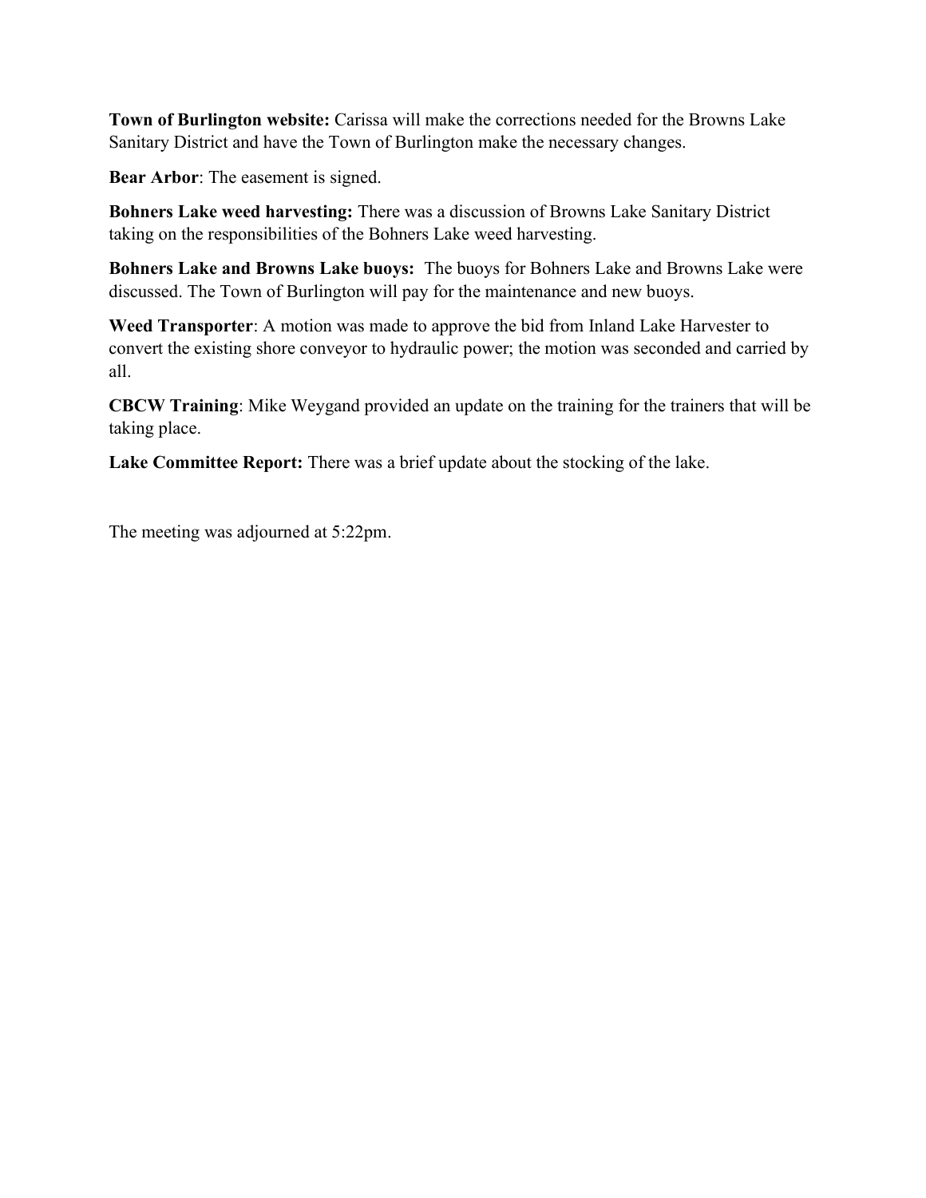**Town of Burlington website:** Carissa will make the corrections needed for the Browns Lake Sanitary District and have the Town of Burlington make the necessary changes.

**Bear Arbor**: The easement is signed.

**Bohners Lake weed harvesting:** There was a discussion of Browns Lake Sanitary District taking on the responsibilities of the Bohners Lake weed harvesting.

**Bohners Lake and Browns Lake buoys:** The buoys for Bohners Lake and Browns Lake were discussed. The Town of Burlington will pay for the maintenance and new buoys.

**Weed Transporter**: A motion was made to approve the bid from Inland Lake Harvester to convert the existing shore conveyor to hydraulic power; the motion was seconded and carried by all.

**CBCW Training**: Mike Weygand provided an update on the training for the trainers that will be taking place.

**Lake Committee Report:** There was a brief update about the stocking of the lake.

The meeting was adjourned at 5:22pm.